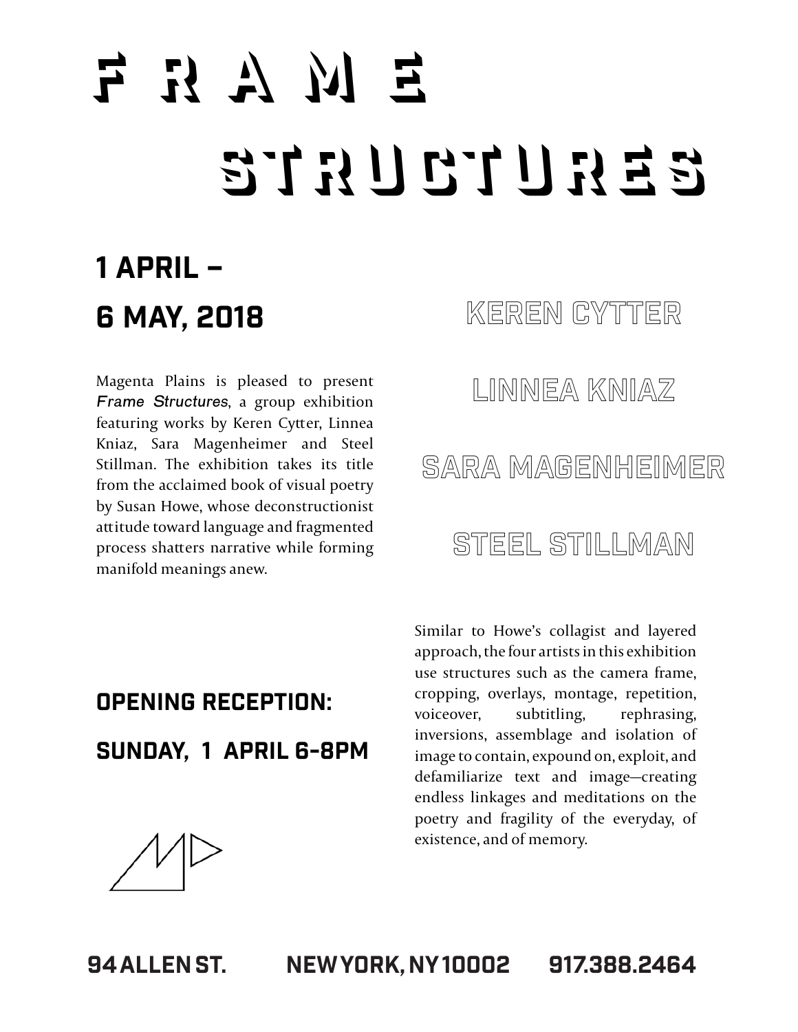# F R A M E S T R U C T U R E S

## 1 APRIL – 6 MAY, 2018

**KEREN CYTTER**

**LINNEA KNIAZ**

**SARA MAGENHEIMER**

**STEEL STILLMAN**

Magenta Plains is pleased to present *Frame Structures*, a group exhibition featuring works by Keren Cytter, Linnea Kniaz, Sara Magenheimer and Steel Stillman. The exhibition takes its title from the acclaimed book of visual poetry by Susan Howe, whose deconstructionist attitude toward language and fragmented process shatters narrative while forming manifold meanings anew.

Similar to Howe's collagist and layered approach, the four artists in this exhibition use structures such as the camera frame, cropping, overlays, montage, repetition, voiceover, subtitling, rephrasing, inversions, assemblage and isolation of image to contain, expound on, exploit, and defamiliarize text and image—creating endless linkages and meditations on the poetry and fragility of the everyday, of existence, and of memory.

### OPENING RECEPTION:

### SUNDAY, 1 APRIL 6-8PM

**94 ALLEN ST. NEW YORK, NY 10002 917.388.2464**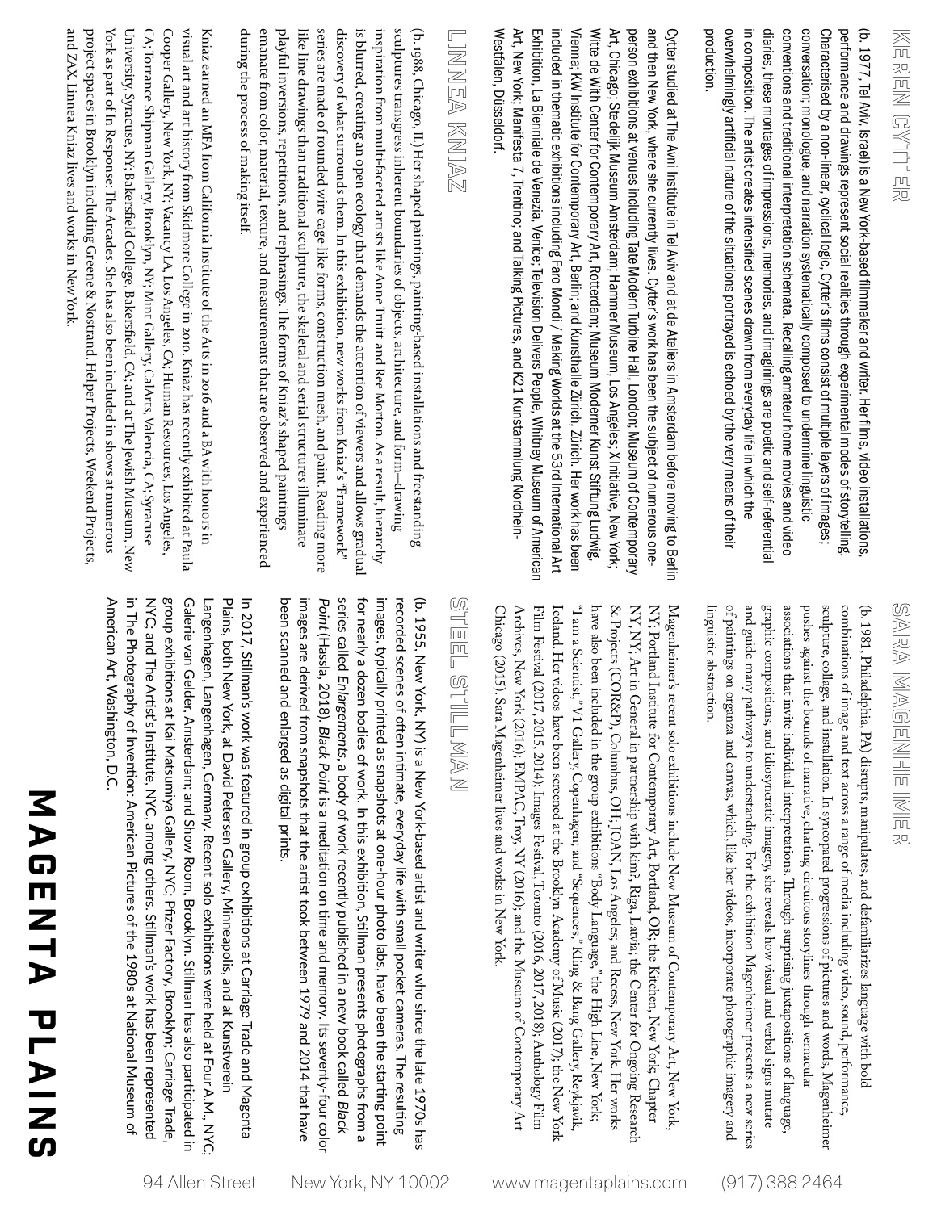## KEREN CYTTER

(b. 1977, Tel Aviv, Israel) is a New York-based filmmaker and writer. Her films, video installations, performance and drawings represent social realities through experimental modes of storytelling. Characterised by a non-linear, cyclical logic, Cytter's films consist of multiple layers of images; conversation, monologue, and narration systematically composed to undermine linguistic conventions and traditional interpretation schemata. Recalling amateur home movies and video diaries, these montages of impressions, memories, and imaginings are poetic and self-referential in composition. The artist creates intensified scenes drawn from everyday life in which the overwhelmingly artificial nature of the situations portrayed is echoed by the very means of their production.

Cytter studied at The Avni Institute in Tel Aviv and at de Ateliers in Amsterdam before moving to Berlin and then New York, where she currently lives. Cytter's work has been the subject of numerous one-person exhibitions at venues including Tate Modern Turbine Hall, London; Museum of Contemporary Art, Chicago; Stedelijk Museum Amsterdam; Hammer Museum, Los Angeles; X Initiative, New York; Witte de With Center for Contemporary Art, Rotterdam; Museum Moderner Kunst Stiftung Ludwig, Vienna; KW Institute for Contemporary Art, Berlin; and Kunsthalle Zürich, Zürich. Her work has been included in thematic exhibitions including Faro Mondi / Making Worlds at the 53rd International Art Exhibition, La Biennale de Venezia, Venice; Television Delivers People, Whitney Museum of American Art, New York; Manifesta 7, Trentino; and Talking Pictures, and K21 Kunstsammlung Nordrhein-Westfalen, Düsseldorf.

## LINNEA KNIAZ

(b. 1988, Chicago, IL) Her shaped paintings, painting-based installations and freestanding sculptures transgress inherent boundaries of objects, architecture, and form—drawing inspiration from multi-faceted artists like Anne Truitt and Ree Morton. As a result, hierarchy is blurred, creating an open ecology that demands the attention of viewers and allows gradual discovery of what surrounds them. In this exhibition, new works from Kniaz's "Framework" series are made of rounded wire cage-like forms, construction mesh, and paint. Reading more like line drawings than traditional sculpture, the skeletal and serial structures illuminate playful inversions, repetitions, and rephrasings. The forms of Kniaz's shaped paintings emanate from color, material, texture, and measurements that are observed and experienced during the process of making itself.

Kniaz earned an MFA from California Institute of the Arts in 2016 and a BA with honors in visual art and art history from Skidmore College in 2010. Kniaz has recently exhibited at Paula Cooper Gallery, New York, NY; Vacancy LA, Los Angeles, CA; Human Resources, Los Angeles, CA; Torrance Shipman Gallery, Brooklyn, NY; Mint Gallery, CalArts, Valencia, CA; Syracuse University, Syracuse, NY; Bakersfield College, Bakersfield, CA; and at The Jewish Museum, New York as part of In Response: The Arcades. She has also been included in shows at numerous project spaces in Brooklyn including Greene & Nostrand, Helper Projects, Weekend Projects, and ZAX. Linnea Kniaz lives and works in New York.

## SARA MAGENHEIMER

(b. 1981, Philadelphia, PA) disrupts, manipulates, and defamiliarizes language with bold combinations of image and text across a range of media including video, sound, performance, sculpture, collage, and installation. In syncopated progressions of pictures and words, Magenheimer pushes against the bounds of narrative, charting circuitous storylines through vernacular associations that invite individual interpretations. Through surprising juxtapositions of language, graphic compositions, and idiosyncratic imagery, she reveals how visual and verbal signs mutate and guide many pathways to understanding. For the exhibition Magenheimer presents a new series of paintings on organza and canvas, which, like her videos, incorporate photographic imagery and linguistic abstraction.

Magenheimer's recent solo exhibitions include New Museum of Contemporary Art, New York, NY; Portland Institute for Contemporary Art, Portland, OR; the Kitchen, New York; Chapter NY, NY; Art in General in partnership with kim?, Riga, Latvia; the Center for Ongoing Research & Projects (COR&P), Columbus, OH; JOAN, Los Angeles; and Recess, New York. Her works have also been included in the group exhibitions "Body Language," the High Line, New York; "I am a Scientist," V1 Gallery, Copenhagen; and "Sequences," Kling & Bang Gallery, Reykjavik, Iceland. Her videos have been screened at the Brooklyn Academy of Music (2017); the New York Film Festival (2017, 2015, 2014); Images Festival, Toronto (2016, 2017, 2018); Anthology Film Archives, New York (2016); EMPAC, Troy, NY (2016); and the Museum of Contemporary Art Chicago (2015). Sara Magenheimer lives and works in New York.

## STEEL STILLMAN

(b. 1955, New York, NY) is a New York-based artist and writer who since the late 1970s has recorded scenes of often intimate, everyday life with small pocket cameras. The resulting images, typically printed as snapshots at one-hour photo labs, have been the starting point for nearly a dozen bodies of work. In this exhibition, Stillman presents photographs from a series called *Enlargements*, a body of work recently published in a new book called *Black Point* (Hassla, 2018). *Black Point* is a meditation on time and memory. Its seventy-four color images are derived from snapshots that the artist took between 1979 and 2014 that have been scanned and enlarged as digital prints.

In 2017, Stillman's work was featured in group exhibitions at Carriage Trade and Magenta Plains, both New York, at David Petersen Gallery, Minneapolis, and at Kunstverein Langenhagen, Langenhagen, Germany. Recent solo exhibitions were held at Four A.M., NYC; Galerie van Gelder, Amsterdam; and Show Room, Brooklyn. Stillman has also participated in group exhibitions at Kai Matsumiya Gallery, NYC; Pfizer Factory, Brooklyn; Carriage Trade, NYC; and The Artist's Institute, NYC, among others. Stillman's work has been represented in The Photography of Invention: American Pictures of the 1980s at National Museum of American Art, Washington, D.C.

**MAGENTA PLAINS**

94 Allen Street New York, NY 10002 www.magentaplains.com (917) 388 2464